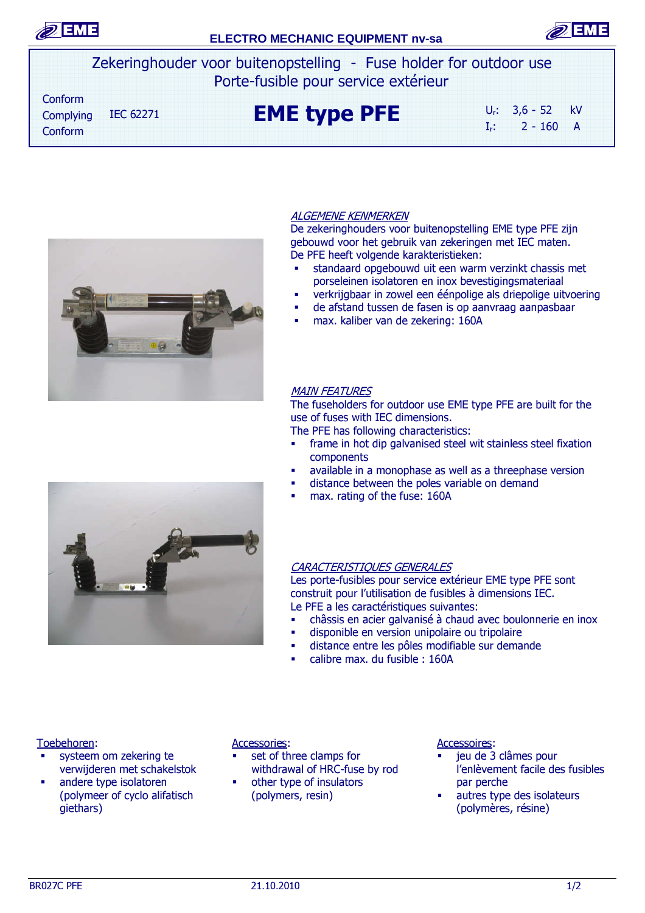ELECTRO MECHANIC EQUIPMENT nv-sa

# Zekeringhouder voor buitenopstelling - Fuse holder for outdoor use
# Porte-fusible pour service extérieur

Conform
Complying IEC 62271
Conform

## EME type PFE

$U_r$: 3,6 - 52 kV
$I_r$: 2 - 160 A

### *ALGEMENE KENMERKEN*

De zekeringhouders voor buitenopstelling EME type PFE zijn gebouwd voor het gebruik van zekeringen met IEC maten.
De PFE heeft volgende karakteristieken:

- standaard opgebouwd uit een warm verzinkt chassis met porseleinen isolatoren en inox bevestigingsmateriaal
- verkrijgbaar in zowel een éénpolige als driepolige uitvoering
- de afstand tussen de fasen is op aanvraag aanpasbaar
- max. kaliber van de zekering: 160A

### *MAIN FEATURES*

The fuseholders for outdoor use EME type PFE are built for the use of fuses with IEC dimensions.
The PFE has following characteristics:

- frame in hot dip galvanised steel wit stainless steel fixation components
- available in a monophase as well as a threephase version
- distance between the poles variable on demand
- max. rating of the fuse: 160A

### *CARACTERISTIQUES GENERALES*

Les porte-fusibles pour service extérieur EME type PFE sont construit pour l'utilisation de fusibles à dimensions IEC.
Le PFE a les caractéristiques suivantes:

- châssis en acier galvanisé à chaud avec boulonnerie en inox
- disponible en version unipolaire ou tripolaire
- distance entre les pôles modifiable sur demande
- calibre max. du fusible : 160A

Toebehoren:

- systeem om zekering te verwijderen met schakelstok
- andere type isolatoren (polymeer of cyclo alifatisch giethars)

Accessories:

- set of three clamps for withdrawal of HRC-fuse by rod
- other type of insulators (polymers, resin)

Accessoires:

- jeu de 3 clâmes pour l'enlèvement facile des fusibles par perche
- autres type des isolateurs (polymères, résine)

BR027C PFE 21.10.2010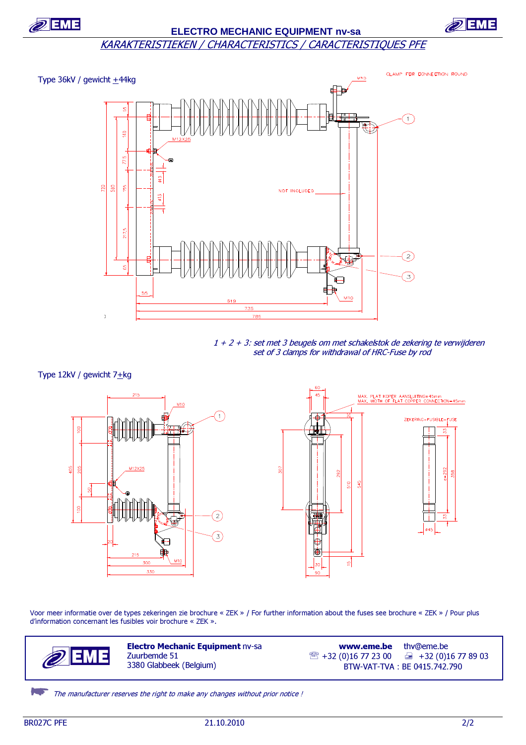# KARAKTERISTIEKEN / CHARACTERISTICS / CARACTERISTIQUES PFE

Type 36kV / gewicht ±44kg

CLAMP FOR CONNECTION ROUND

M10

M12X25

NOT INCLUDED

Ø13

Ø13

1

2

3

M10

730

590

55

140

77,5

155

217,5

65

55

519

735

785

*1 + 2 + 3: set met 3 beugels om met schakelstok de zekering te verwijderen*
*set of 3 clamps for withdrawal of HRC-Fuse by rod*

Type 12kV / gewicht 7±kg

215

M10

M12X25

1

2

3

405

100

205

50

100

20

215

300

330

M10

60

45

MAX. PLAT KOPER AANSLUITING=45mm
MAX. WIDTH OF FLAT COPPER CONNECTION=45mm

ZEKERING–FUSIBLE–FUSE

307

20

292

510

545

15

30

90

33

e=292

358

33

Ø45

Voor meer informatie over de types zekeringen zie brochure « ZEK » / For further information about the fuses see brochure « ZEK » / Pour plus d'information concernant les fusibles voir brochure « ZEK ».

**Electro Mechanic Equipment** nv-sa
Zuurbemde 51
3380 Glabbeek (Belgium)

**www.eme.be** thv@eme.be
☏ +32 (0)16 77 23 00 🖷 +32 (0)16 77 89 03
BTW-VAT-TVA : BE 0415.742.790

*The manufacturer reserves the right to make any changes without prior notice !*

BR027C PFE 21.10.2010